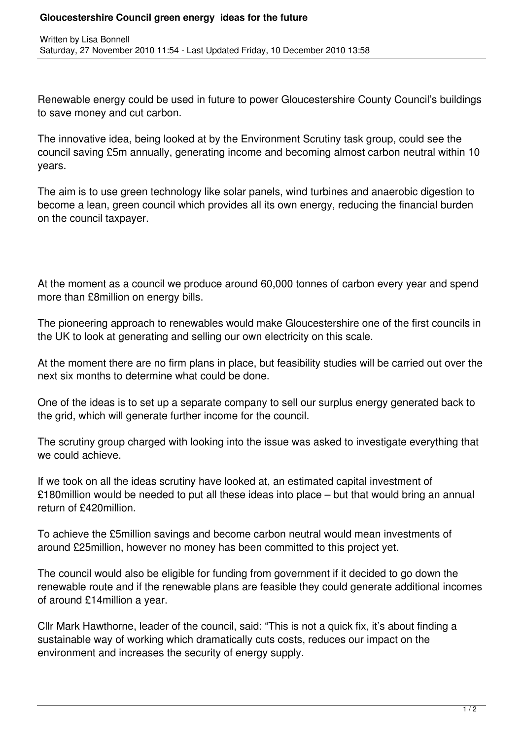# Gloucestershire Council green energy ideas for the future

Written by Lisa Bonnell
Saturday, 27 November 2010 11:54 - Last Updated Friday, 10 December 2010 13:58

Renewable energy could be used in future to power Gloucestershire County Council's buildings to save money and cut carbon.

The innovative idea, being looked at by the Environment Scrutiny task group, could see the council saving £5m annually, generating income and becoming almost carbon neutral within 10 years.

The aim is to use green technology like solar panels, wind turbines and anaerobic digestion to become a lean, green council which provides all its own energy, reducing the financial burden on the council taxpayer.

At the moment as a council we produce around 60,000 tonnes of carbon every year and spend more than £8million on energy bills.

The pioneering approach to renewables would make Gloucestershire one of the first councils in the UK to look at generating and selling our own electricity on this scale.

At the moment there are no firm plans in place, but feasibility studies will be carried out over the next six months to determine what could be done.

One of the ideas is to set up a separate company to sell our surplus energy generated back to the grid, which will generate further income for the council.

The scrutiny group charged with looking into the issue was asked to investigate everything that we could achieve.

If we took on all the ideas scrutiny have looked at, an estimated capital investment of £180million would be needed to put all these ideas into place – but that would bring an annual return of £420million.

To achieve the £5million savings and become carbon neutral would mean investments of around £25million, however no money has been committed to this project yet.

The council would also be eligible for funding from government if it decided to go down the renewable route and if the renewable plans are feasible they could generate additional incomes of around £14million a year.

Cllr Mark Hawthorne, leader of the council, said: "This is not a quick fix, it's about finding a sustainable way of working which dramatically cuts costs, reduces our impact on the environment and increases the security of energy supply.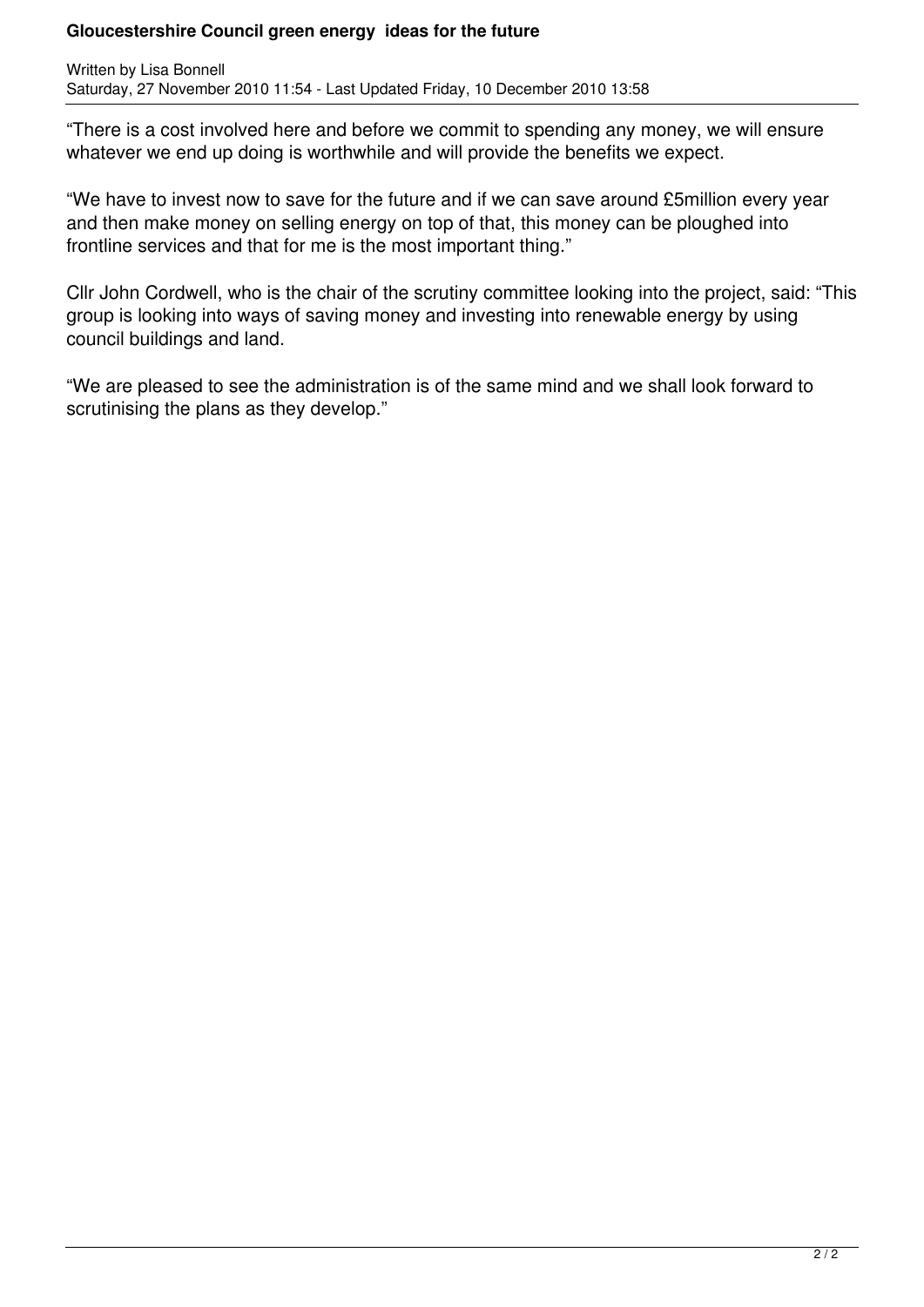"There is a cost involved here and before we commit to spending any money, we will ensure whatever we end up doing is worthwhile and will provide the benefits we expect.

"We have to invest now to save for the future and if we can save around £5million every year and then make money on selling energy on top of that, this money can be ploughed into frontline services and that for me is the most important thing."

Cllr John Cordwell, who is the chair of the scrutiny committee looking into the project, said: "This group is looking into ways of saving money and investing into renewable energy by using council buildings and land.

"We are pleased to see the administration is of the same mind and we shall look forward to scrutinising the plans as they develop."